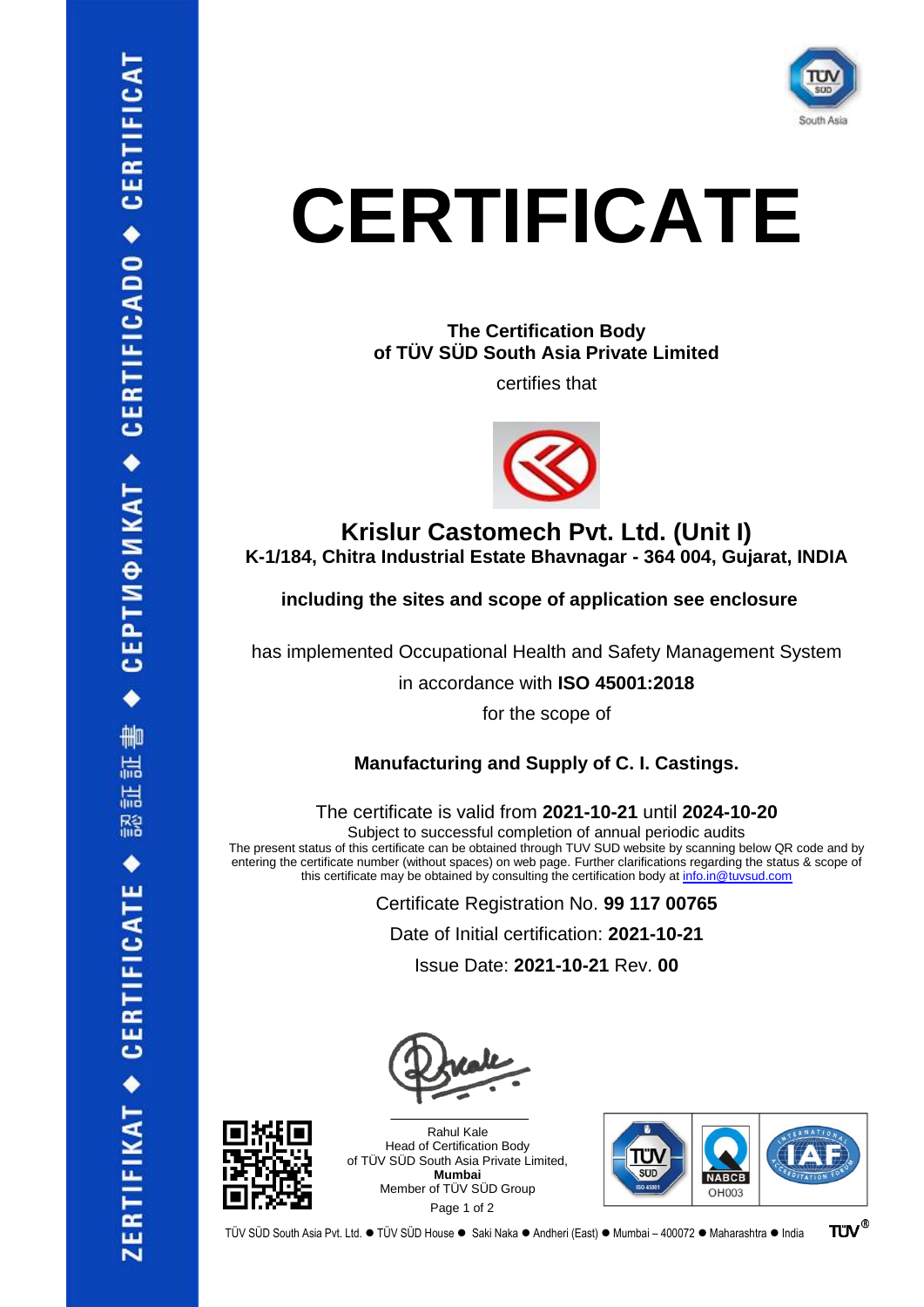# CERTIFICATE

**The Certification Body**
**of TÜV SÜD South Asia Private Limited**

certifies that

## Krislur Castomech Pvt. Ltd. (Unit I)

**K-1/184, Chitra Industrial Estate Bhavnagar - 364 004, Gujarat, INDIA**

**including the sites and scope of application see enclosure**

has implemented Occupational Health and Safety Management System

in accordance with **ISO 45001:2018**

for the scope of

**Manufacturing and Supply of C. I. Castings.**

The certificate is valid from **2021-10-21** until **2024-10-20**

Subject to successful completion of annual periodic audits

The present status of this certificate can be obtained through TUV SUD website by scanning below QR code and by entering the certificate number (without spaces) on web page. Further clarifications regarding the status & scope of this certificate may be obtained by consulting the certification body at info.in@tuvsud.com

Certificate Registration No. **99 117 00765**

Date of Initial certification: **2021-10-21**

Issue Date: **2021-10-21** Rev. **00**

Rahul Kale
Head of Certification Body
of TÜV SÜD South Asia Private Limited,
**Mumbai**
Member of TÜV SÜD Group

OH003

TÜV SÜD South Asia Pvt. Ltd. ● TÜV SÜD House ● Saki Naka ● Andheri (East) ● Mumbai – 400072 ● Maharashtra ● India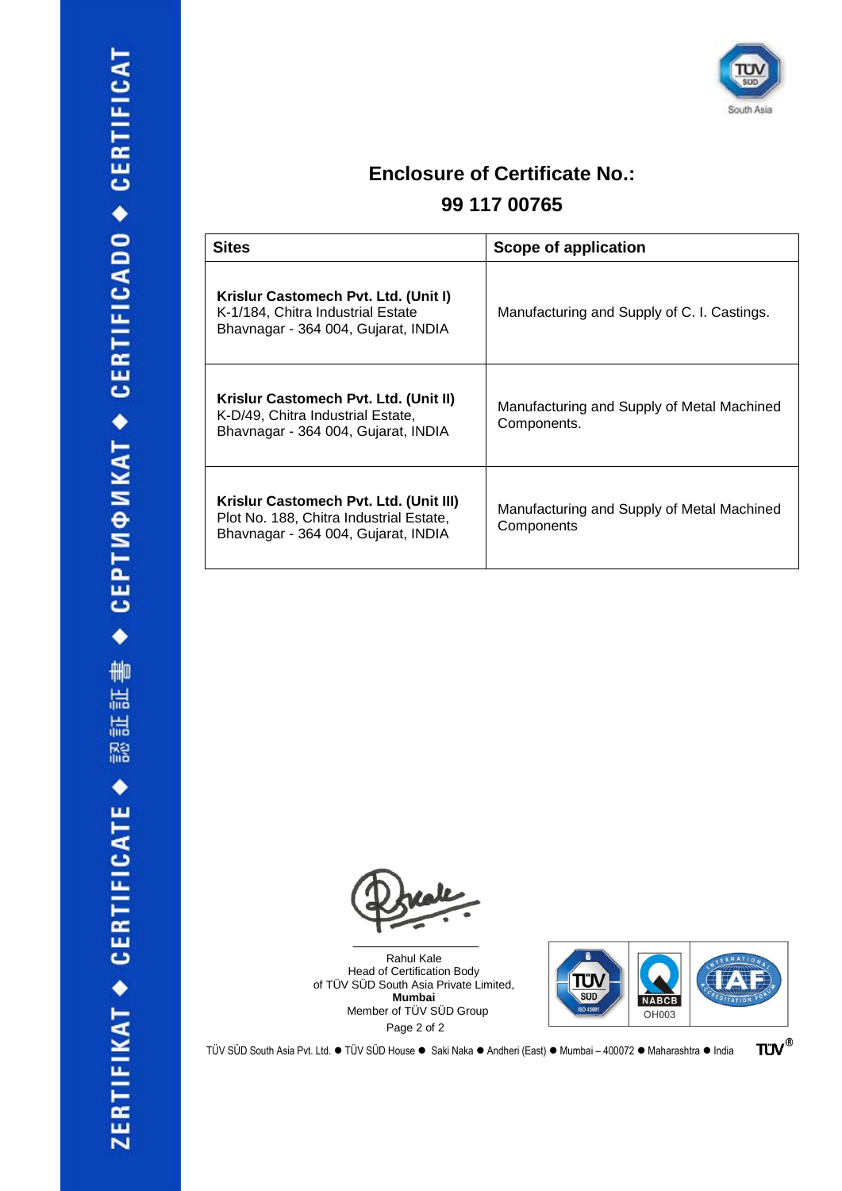## Enclosure of Certificate No.:
## 99 117 00765

| Sites | Scope of application |
|---|---|
| **Krislur Castomech Pvt. Ltd. (Unit I)**<br>K-1/184, Chitra Industrial Estate<br>Bhavnagar - 364 004, Gujarat, INDIA | Manufacturing and Supply of C. I. Castings. |
| **Krislur Castomech Pvt. Ltd. (Unit II)**<br>K-D/49, Chitra Industrial Estate,<br>Bhavnagar - 364 004, Gujarat, INDIA | Manufacturing and Supply of Metal Machined Components. |
| **Krislur Castomech Pvt. Ltd. (Unit III)**<br>Plot No. 188, Chitra Industrial Estate,<br>Bhavnagar - 364 004, Gujarat, INDIA | Manufacturing and Supply of Metal Machined Components |

Rahul Kale
Head of Certification Body
of TÜV SÜD South Asia Private Limited,
**Mumbai**
Member of TÜV SÜD Group

TÜV SÜD South Asia Pvt. Ltd. ● TÜV SÜD House ● Saki Naka ● Andheri (East) ● Mumbai – 400072 ● Maharashtra ● India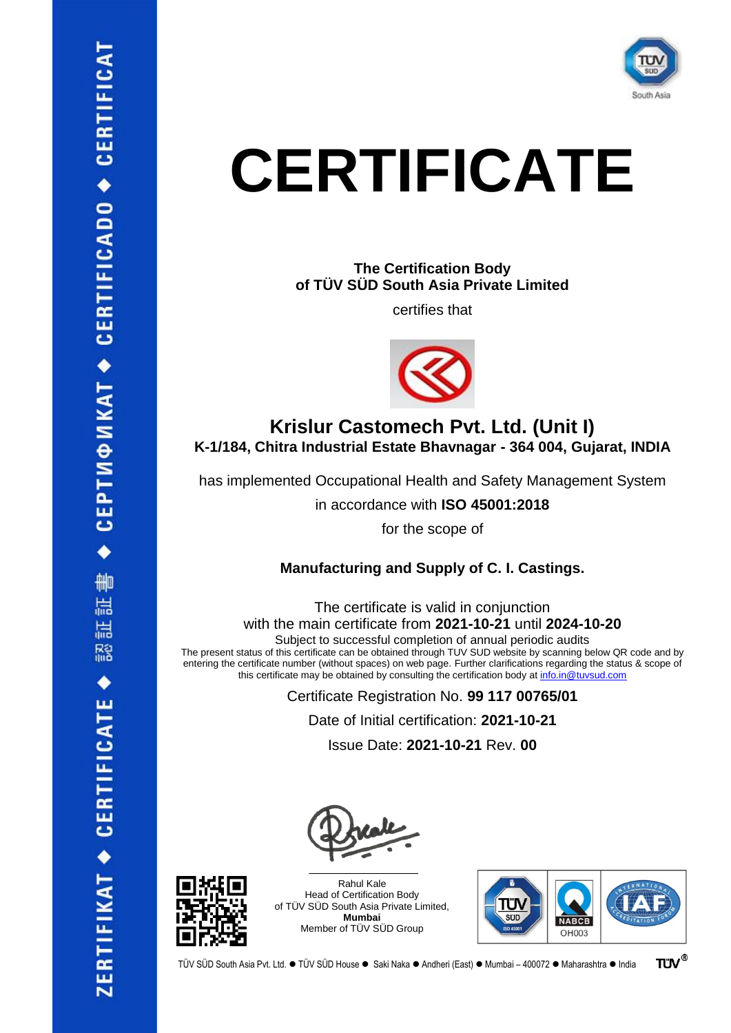# CERTIFICATE

**The Certification Body**
**of TÜV SÜD South Asia Private Limited**

certifies that

## Krislur Castomech Pvt. Ltd. (Unit I)

**K-1/184, Chitra Industrial Estate Bhavnagar - 364 004, Gujarat, INDIA**

has implemented Occupational Health and Safety Management System

in accordance with **ISO 45001:2018**

for the scope of

**Manufacturing and Supply of C. I. Castings.**

The certificate is valid in conjunction
with the main certificate from **2021-10-21** until **2024-10-20**

Subject to successful completion of annual periodic audits

The present status of this certificate can be obtained through TUV SUD website by scanning below QR code and by entering the certificate number (without spaces) on web page. Further clarifications regarding the status & scope of this certificate may be obtained by consulting the certification body at info.in@tuvsud.com

Certificate Registration No. **99 117 00765/01**

Date of Initial certification: **2021-10-21**

Issue Date: **2021-10-21** Rev. **00**

Rahul Kale
Head of Certification Body
of TÜV SÜD South Asia Private Limited,
**Mumbai**
Member of TÜV SÜD Group

NABCB OH003

TÜV SÜD South Asia Pvt. Ltd. ● TÜV SÜD House ● Saki Naka ● Andheri (East) ● Mumbai – 400072 ● Maharashtra ● India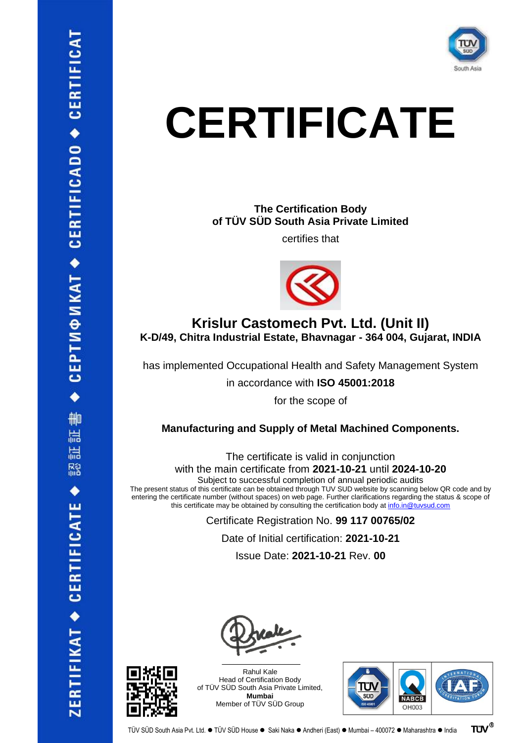ZERTIFIKAT ◆ CERTIFICATE ◆ 認証書 ◆ СЕРТИФИКАТ ◆ CERTIFICADO ◆ CERTIFICAT

TÜV SÜD South Asia

# CERTIFICATE

**The Certification Body**
**of TÜV SÜD South Asia Private Limited**

certifies that

## Krislur Castomech Pvt. Ltd. (Unit II)

**K-D/49, Chitra Industrial Estate, Bhavnagar - 364 004, Gujarat, INDIA**

has implemented Occupational Health and Safety Management System

in accordance with **ISO 45001:2018**

for the scope of

**Manufacturing and Supply of Metal Machined Components.**

The certificate is valid in conjunction
with the main certificate from **2021-10-21** until **2024-10-20**

Subject to successful completion of annual periodic audits

The present status of this certificate can be obtained through TUV SUD website by scanning below QR code and by entering the certificate number (without spaces) on web page. Further clarifications regarding the status & scope of this certificate may be obtained by consulting the certification body at info.in@tuvsud.com

Certificate Registration No. **99 117 00765/02**

Date of Initial certification: **2021-10-21**

Issue Date: **2021-10-21** Rev. **00**

Rahul Kale
Head of Certification Body
of TÜV SÜD South Asia Private Limited,
**Mumbai**
Member of TÜV SÜD Group

TÜV SÜD ISO 45001 | NABCB OH003 | IAF International Accreditation Forum

TÜV SÜD South Asia Pvt. Ltd. ● TÜV SÜD House ● Saki Naka ● Andheri (East) ● Mumbai – 400072 ● Maharashtra ● India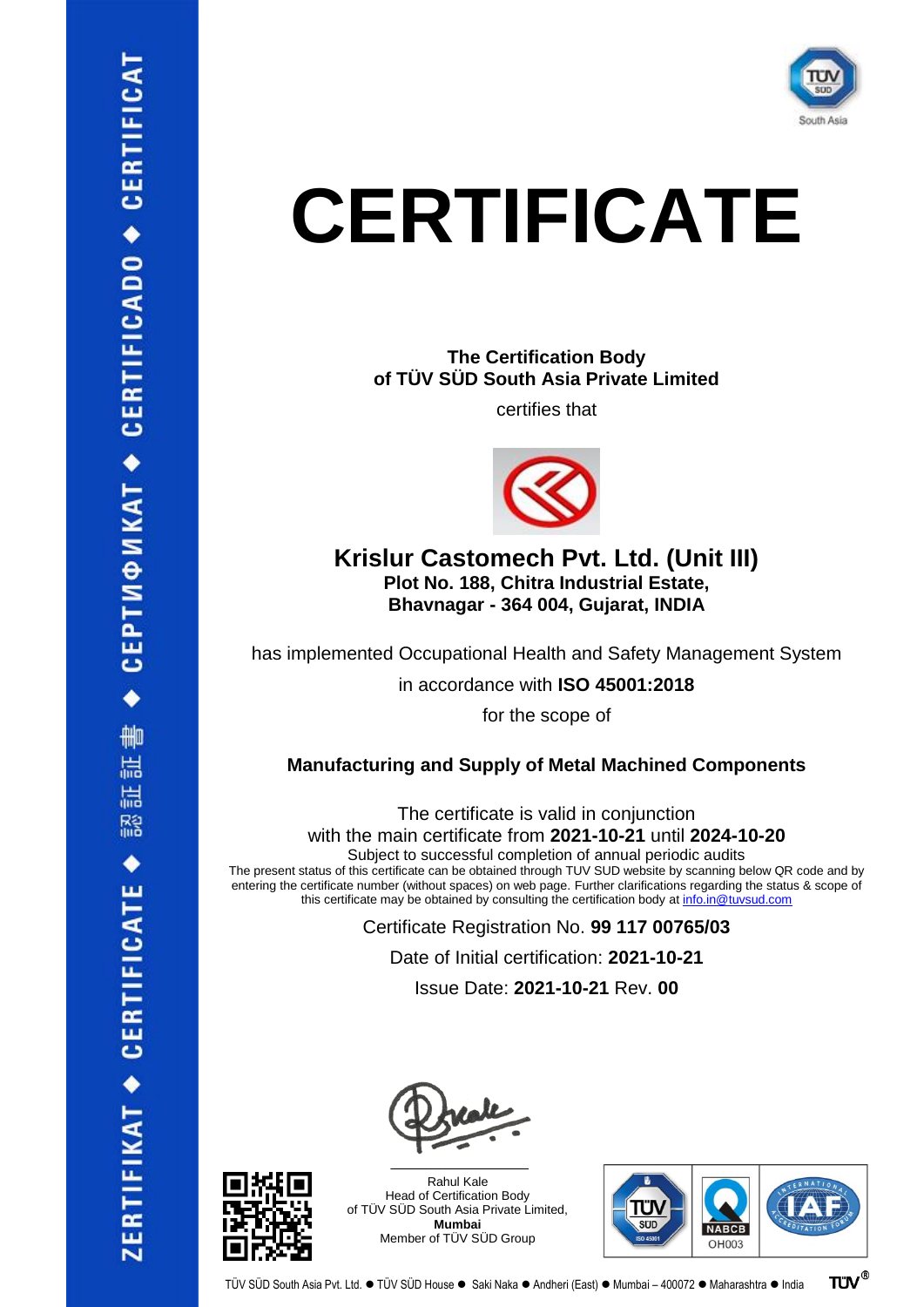ZERTIFIKAT ◆ CERTIFICATE ◆ 認証書 ◆ CEPTИФИKAT ◆ CERTIFICADO ◆ CERTIFICAT

South Asia

# CERTIFICATE

**The Certification Body**
**of TÜV SÜD South Asia Private Limited**

certifies that

## Krislur Castomech Pvt. Ltd. (Unit III)

**Plot No. 188, Chitra Industrial Estate,**
**Bhavnagar - 364 004, Gujarat, INDIA**

has implemented Occupational Health and Safety Management System

in accordance with **ISO 45001:2018**

for the scope of

**Manufacturing and Supply of Metal Machined Components**

The certificate is valid in conjunction
with the main certificate from **2021-10-21** until **2024-10-20**
Subject to successful completion of annual periodic audits

The present status of this certificate can be obtained through TUV SUD website by scanning below QR code and by entering the certificate number (without spaces) on web page. Further clarifications regarding the status & scope of this certificate may be obtained by consulting the certification body at info.in@tuvsud.com

Certificate Registration No. **99 117 00765/03**

Date of Initial certification: **2021-10-21**

Issue Date: **2021-10-21** Rev. **00**

Rahul Kale
Head of Certification Body
of TÜV SÜD South Asia Private Limited,
**Mumbai**
Member of TÜV SÜD Group

NABCB OH003

TÜV SÜD South Asia Pvt. Ltd. ● TÜV SÜD House ● Saki Naka ● Andheri (East) ● Mumbai – 400072 ● Maharashtra ● India